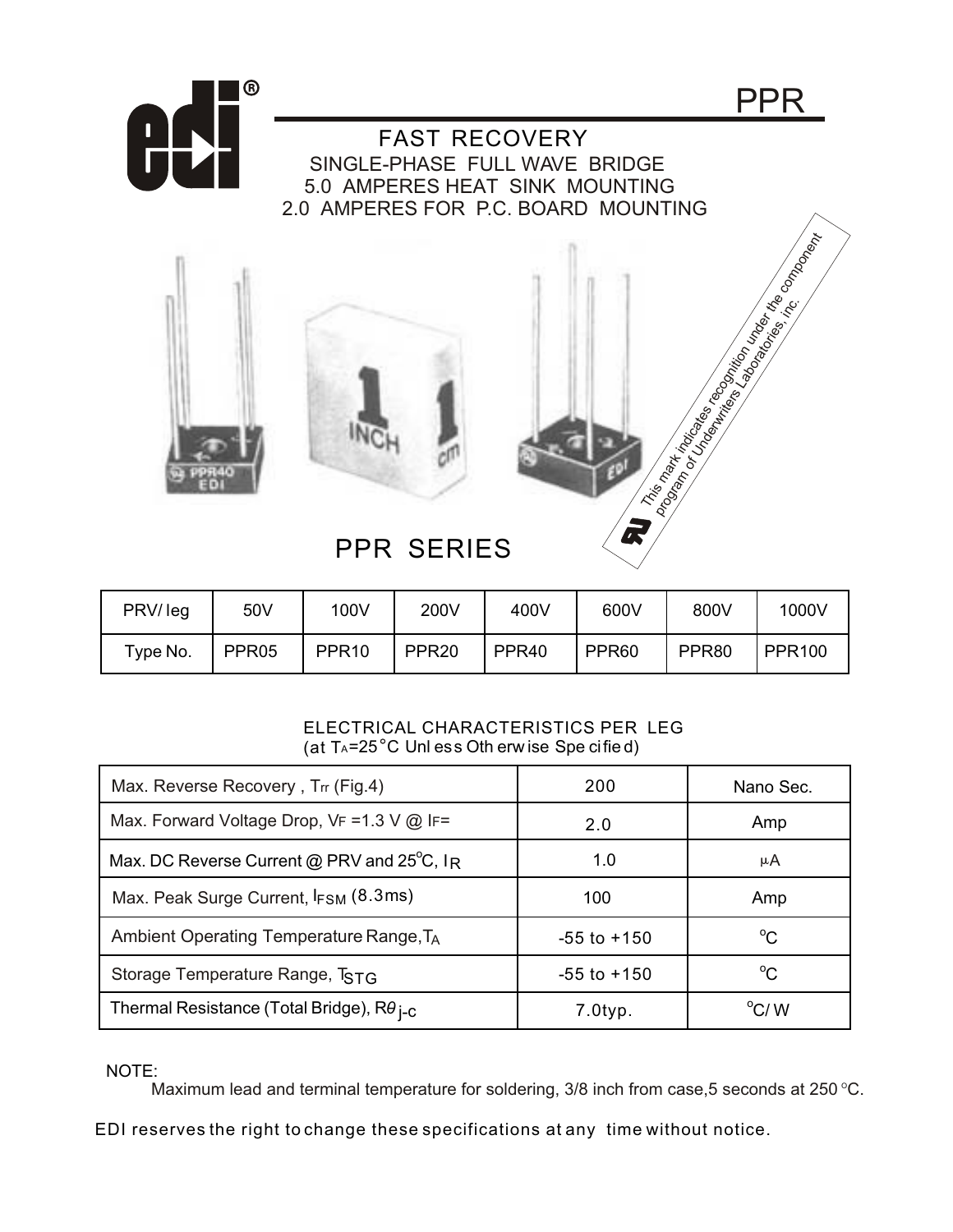# PPR

## FAST RECOVERY

SINGLE-PHASE FULL WAVE BRIDGE
5.0 AMPERES HEAT SINK MOUNTING
2.0 AMPERES FOR P.C. BOARD MOUNTING

This mark indicates recognition under the component program of Underwriters Laboratories, inc.

## PPR SERIES

| PRV/ Ieg | 50V | 100V | 200V | 400V | 600V | 800V | 1000V |
|---|---|---|---|---|---|---|---|
| Type No. | PPR05 | PPR10 | PPR20 | PPR40 | PPR60 | PPR80 | PPR100 |

ELECTRICAL CHARACTERISTICS PER LEG
(at $T_A$=25°C Unless Otherwise Specified)

| Parameter | Value | Unit |
|---|---|---|
| Max. Reverse Recovery , $T_{rr}$ (Fig.4) | 200 | Nano Sec. |
| Max. Forward Voltage Drop, $V_F$ =1.3 V @ $I_F$= | 2.0 | Amp |
| Max. DC Reverse Current @ PRV and 25°C, $I_R$ | 1.0 | µA |
| Max. Peak Surge Current, $I_{FSM}$ (8.3ms) | 100 | Amp |
| Ambient Operating Temperature Range,$T_A$ | -55 to +150 | °C |
| Storage Temperature Range, $T_{STG}$ | -55 to +150 | °C |
| Thermal Resistance (Total Bridge), $R\theta_{j-c}$ | 7.0typ. | °C/ W |

NOTE:
Maximum lead and terminal temperature for soldering, 3/8 inch from case,5 seconds at 250 °C.

EDI reserves the right to change these specifications at any time without notice.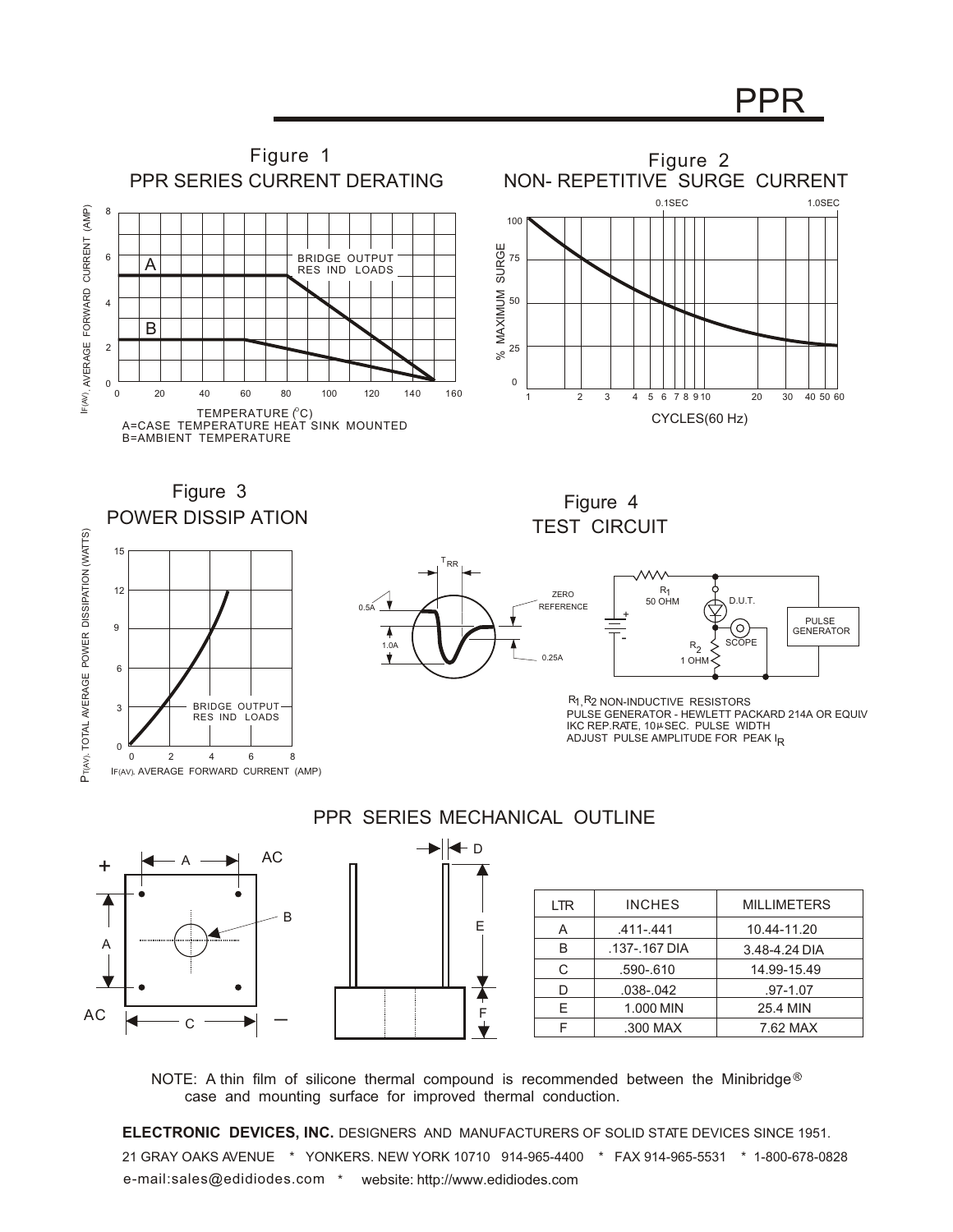# PPR

## Figure 1
## PPR SERIES CURRENT DERATING

$I_{F(AV)}$, AVERAGE FORWARD CURRENT (AMP)

8
6
4
2
0

0 20 40 60 80 100 120 140 160

A
B

BRIDGE OUTPUT
RES IND LOADS

TEMPERATURE (°C)
A=CASE TEMPERATURE HEAT SINK MOUNTED
B=AMBIENT TEMPERATURE

## Figure 2
## NON- REPETITIVE SURGE CURRENT

0.1SEC
1.0SEC

% MAXIMUM SURGE

100
75
50
25
0

1 2 3 4 5 6 7 8 9 10 20 30 40 50 60

CYCLES(60 Hz)

## Figure 3
## POWER DISSIP ATION

$P_{T(AV)}$, TOTAL AVERAGE POWER DISSIPATION (WATTS)

15
12
9
6
3
0

0 2 4 6 8

BRIDGE OUTPUT
RES IND LOADS

$I_{F(AV)}$, AVERAGE FORWARD CURRENT (AMP)

## Figure 4
## TEST CIRCUIT

$T_{RR}$

0.5A
1.0A
ZERO REFERENCE
0.25A

$R_1$
50 OHM
D.U.T.
$R_2$
1 OHM
SCOPE
PULSE GENERATOR

$R_1$, $R_2$ NON-INDUCTIVE RESISTORS
PULSE GENERATOR - HEWLETT PACKARD 214A OR EQUIV
IKC REP.RATE, 10μSEC. PULSE WIDTH
ADJUST PULSE AMPLITUDE FOR PEAK $I_R$

## PPR SERIES MECHANICAL OUTLINE

+
AC
AC
–
A
A
B
C
D
E
F

| LTR | INCHES | MILLIMETERS |
|---|---|---|
| A | .411-.441 | 10.44-11.20 |
| B | .137-.167 DIA | 3.48-4.24 DIA |
| C | .590-.610 | 14.99-15.49 |
| D | .038-.042 | .97-1.07 |
| E | 1.000 MIN | 25.4 MIN |
| F | .300 MAX | 7.62 MAX |

NOTE: A thin film of silicone thermal compound is recommended between the Minibridge® case and mounting surface for improved thermal conduction.

**ELECTRONIC DEVICES, INC.** DESIGNERS AND MANUFACTURERS OF SOLID STATE DEVICES SINCE 1951.
21 GRAY OAKS AVENUE * YONKERS. NEW YORK 10710 914-965-4400 * FAX 914-965-5531 * 1-800-678-0828
e-mail:sales@edidiodes.com * website: http://www.edidiodes.com